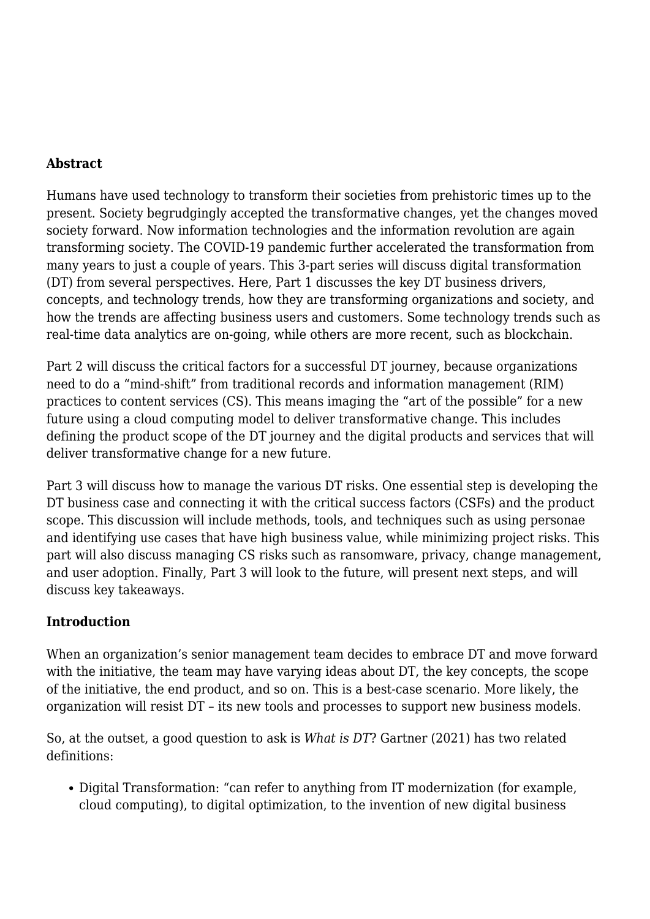**Abstract**

Humans have used technology to transform their societies from prehistoric times up to the present. Society begrudgingly accepted the transformative changes, yet the changes moved society forward. Now information technologies and the information revolution are again transforming society. The COVID-19 pandemic further accelerated the transformation from many years to just a couple of years. This 3-part series will discuss digital transformation (DT) from several perspectives. Here, Part 1 discusses the key DT business drivers, concepts, and technology trends, how they are transforming organizations and society, and how the trends are affecting business users and customers. Some technology trends such as real-time data analytics are on-going, while others are more recent, such as blockchain.

Part 2 will discuss the critical factors for a successful DT journey, because organizations need to do a "mind-shift" from traditional records and information management (RIM) practices to content services (CS). This means imaging the "art of the possible" for a new future using a cloud computing model to deliver transformative change. This includes defining the product scope of the DT journey and the digital products and services that will deliver transformative change for a new future.

Part 3 will discuss how to manage the various DT risks. One essential step is developing the DT business case and connecting it with the critical success factors (CSFs) and the product scope. This discussion will include methods, tools, and techniques such as using personae and identifying use cases that have high business value, while minimizing project risks. This part will also discuss managing CS risks such as ransomware, privacy, change management, and user adoption. Finally, Part 3 will look to the future, will present next steps, and will discuss key takeaways.

**Introduction**

When an organization's senior management team decides to embrace DT and move forward with the initiative, the team may have varying ideas about DT, the key concepts, the scope of the initiative, the end product, and so on. This is a best-case scenario. More likely, the organization will resist DT – its new tools and processes to support new business models.

So, at the outset, a good question to ask is *What is DT*? Gartner (2021) has two related definitions:

- Digital Transformation: "can refer to anything from IT modernization (for example, cloud computing), to digital optimization, to the invention of new digital business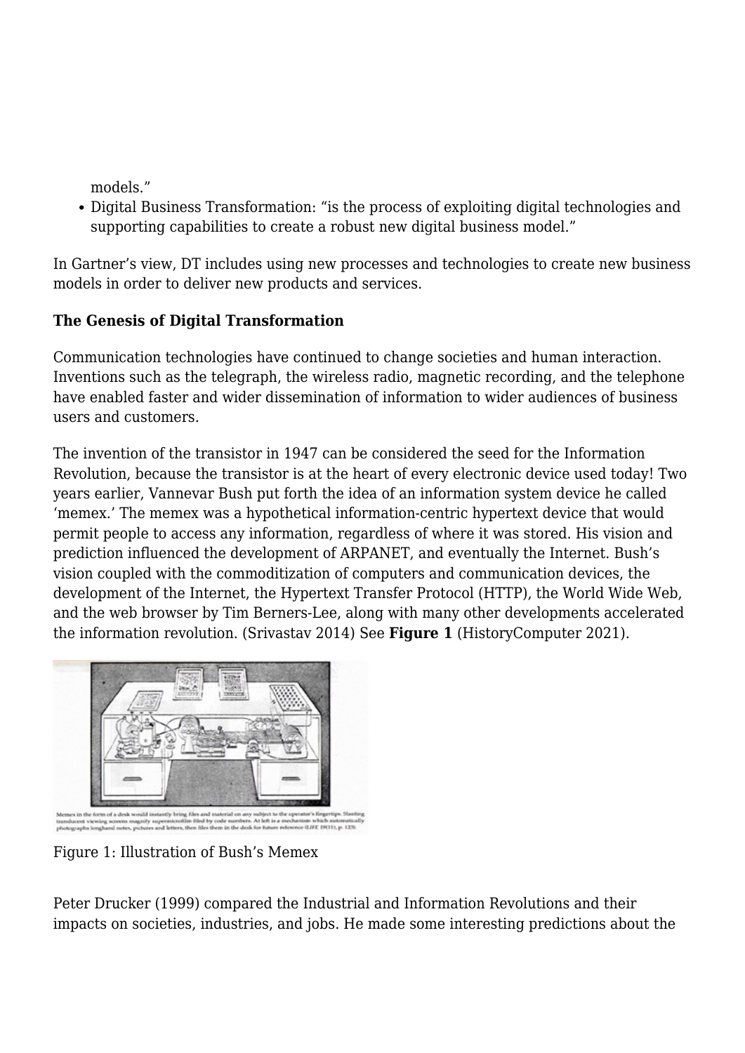models."

- Digital Business Transformation: "is the process of exploiting digital technologies and supporting capabilities to create a robust new digital business model."

In Gartner's view, DT includes using new processes and technologies to create new business models in order to deliver new products and services.

**The Genesis of Digital Transformation**

Communication technologies have continued to change societies and human interaction. Inventions such as the telegraph, the wireless radio, magnetic recording, and the telephone have enabled faster and wider dissemination of information to wider audiences of business users and customers.

The invention of the transistor in 1947 can be considered the seed for the Information Revolution, because the transistor is at the heart of every electronic device used today! Two years earlier, Vannevar Bush put forth the idea of an information system device he called 'memex.' The memex was a hypothetical information-centric hypertext device that would permit people to access any information, regardless of where it was stored. His vision and prediction influenced the development of ARPANET, and eventually the Internet. Bush's vision coupled with the commoditization of computers and communication devices, the development of the Internet, the Hypertext Transfer Protocol (HTTP), the World Wide Web, and the web browser by Tim Berners-Lee, along with many other developments accelerated the information revolution. (Srivastav 2014) See **Figure 1** (HistoryComputer 2021).

Memex in the form of a desk would instantly bring files and material on any subject to the operator's fingertips. Slanting translucent viewing screens magnify supermicrofilm filed by code numbers. At left is a mechanism which automatically photographs longhand notes, pictures and letters, then files them in the desk for future reference (LIFE 19(11), p. 123).

Figure 1: Illustration of Bush's Memex

Peter Drucker (1999) compared the Industrial and Information Revolutions and their impacts on societies, industries, and jobs. He made some interesting predictions about the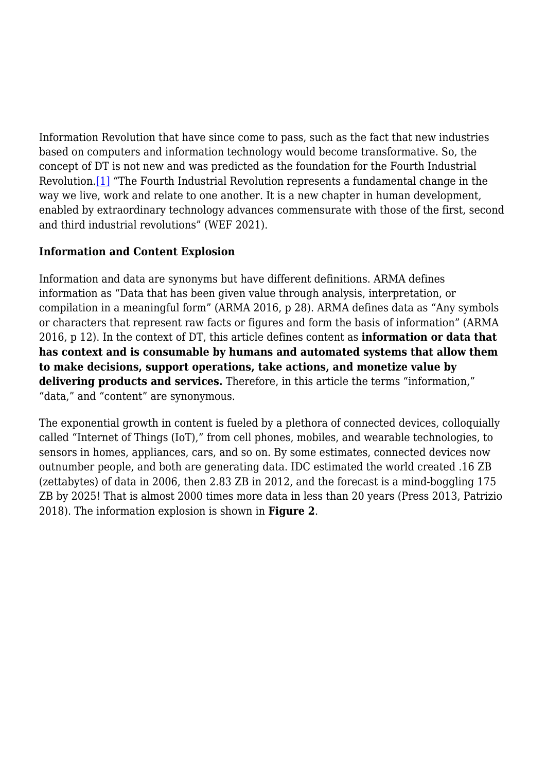Information Revolution that have since come to pass, such as the fact that new industries based on computers and information technology would become transformative. So, the concept of DT is not new and was predicted as the foundation for the Fourth Industrial Revolution.[1] "The Fourth Industrial Revolution represents a fundamental change in the way we live, work and relate to one another. It is a new chapter in human development, enabled by extraordinary technology advances commensurate with those of the first, second and third industrial revolutions" (WEF 2021).

**Information and Content Explosion**

Information and data are synonyms but have different definitions. ARMA defines information as "Data that has been given value through analysis, interpretation, or compilation in a meaningful form" (ARMA 2016, p 28). ARMA defines data as "Any symbols or characters that represent raw facts or figures and form the basis of information" (ARMA 2016, p 12). In the context of DT, this article defines content as **information or data that has context and is consumable by humans and automated systems that allow them to make decisions, support operations, take actions, and monetize value by delivering products and services.** Therefore, in this article the terms "information," "data," and "content" are synonymous.

The exponential growth in content is fueled by a plethora of connected devices, colloquially called "Internet of Things (IoT)," from cell phones, mobiles, and wearable technologies, to sensors in homes, appliances, cars, and so on. By some estimates, connected devices now outnumber people, and both are generating data. IDC estimated the world created .16 ZB (zettabytes) of data in 2006, then 2.83 ZB in 2012, and the forecast is a mind-boggling 175 ZB by 2025! That is almost 2000 times more data in less than 20 years (Press 2013, Patrizio 2018). The information explosion is shown in **Figure 2**.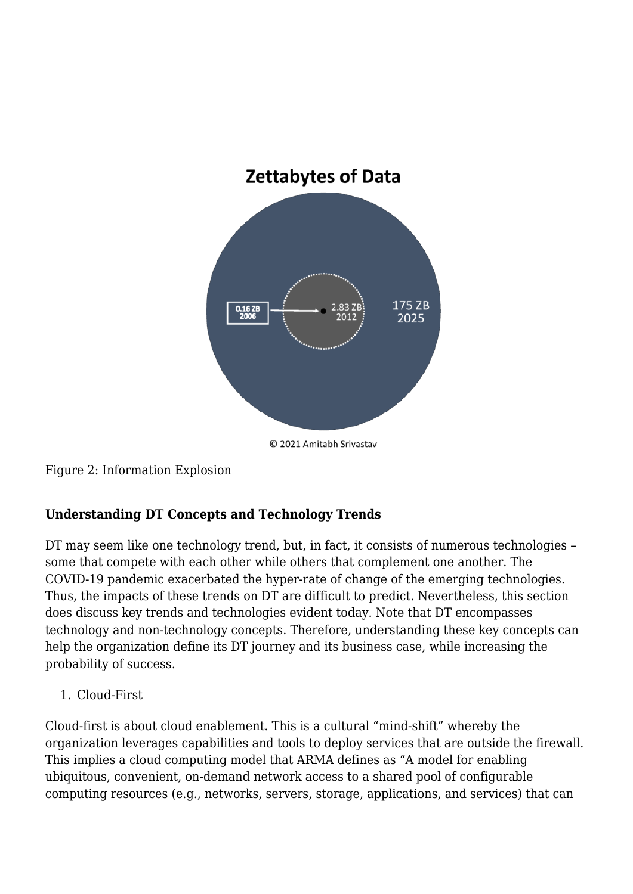Figure 2: Information Explosion

**Understanding DT Concepts and Technology Trends**

DT may seem like one technology trend, but, in fact, it consists of numerous technologies – some that compete with each other while others that complement one another. The COVID-19 pandemic exacerbated the hyper-rate of change of the emerging technologies. Thus, the impacts of these trends on DT are difficult to predict. Nevertheless, this section does discuss key trends and technologies evident today. Note that DT encompasses technology and non-technology concepts. Therefore, understanding these key concepts can help the organization define its DT journey and its business case, while increasing the probability of success.

1. Cloud-First

Cloud-first is about cloud enablement. This is a cultural "mind-shift" whereby the organization leverages capabilities and tools to deploy services that are outside the firewall. This implies a cloud computing model that ARMA defines as "A model for enabling ubiquitous, convenient, on-demand network access to a shared pool of configurable computing resources (e.g., networks, servers, storage, applications, and services) that can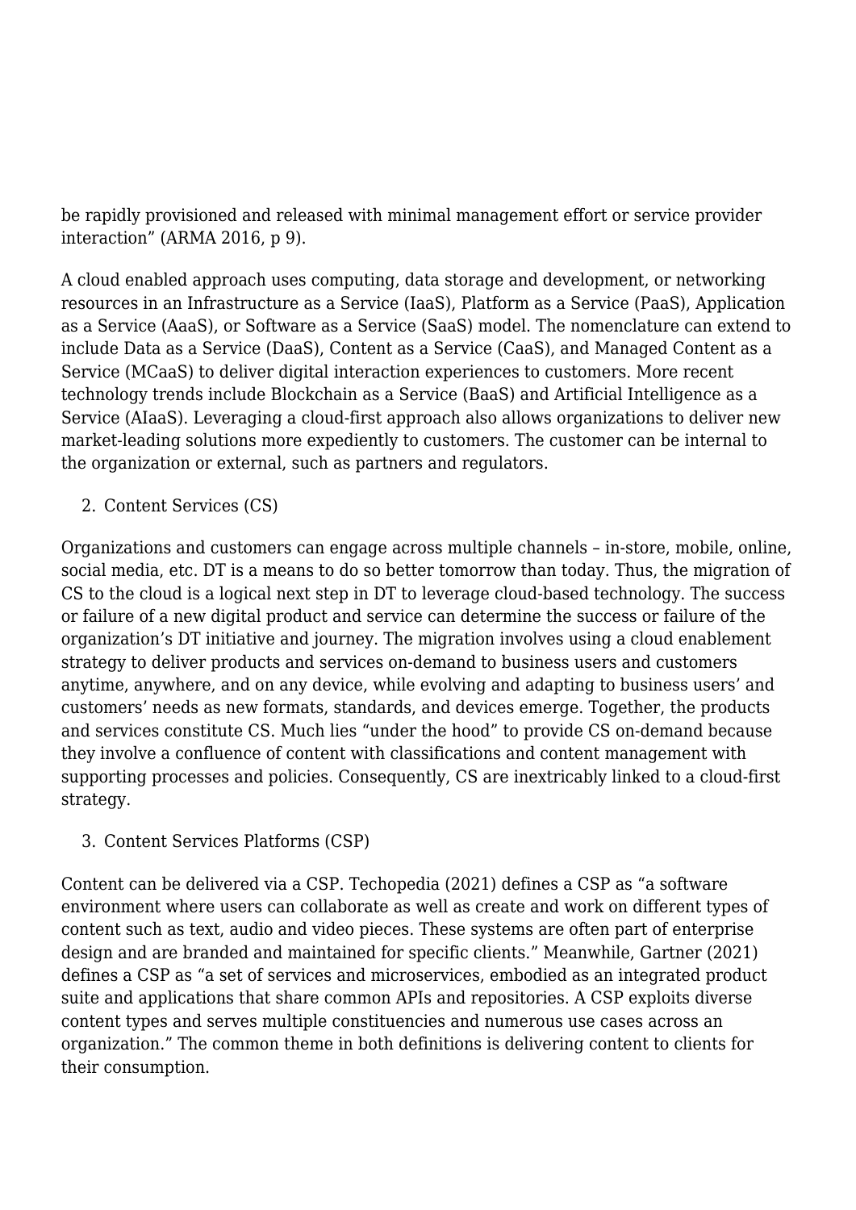be rapidly provisioned and released with minimal management effort or service provider interaction" (ARMA 2016, p 9).

A cloud enabled approach uses computing, data storage and development, or networking resources in an Infrastructure as a Service (IaaS), Platform as a Service (PaaS), Application as a Service (AaaS), or Software as a Service (SaaS) model. The nomenclature can extend to include Data as a Service (DaaS), Content as a Service (CaaS), and Managed Content as a Service (MCaaS) to deliver digital interaction experiences to customers. More recent technology trends include Blockchain as a Service (BaaS) and Artificial Intelligence as a Service (AIaaS). Leveraging a cloud-first approach also allows organizations to deliver new market-leading solutions more expediently to customers. The customer can be internal to the organization or external, such as partners and regulators.

2. Content Services (CS)

Organizations and customers can engage across multiple channels – in-store, mobile, online, social media, etc. DT is a means to do so better tomorrow than today. Thus, the migration of CS to the cloud is a logical next step in DT to leverage cloud-based technology. The success or failure of a new digital product and service can determine the success or failure of the organization's DT initiative and journey. The migration involves using a cloud enablement strategy to deliver products and services on-demand to business users and customers anytime, anywhere, and on any device, while evolving and adapting to business users' and customers' needs as new formats, standards, and devices emerge. Together, the products and services constitute CS. Much lies "under the hood" to provide CS on-demand because they involve a confluence of content with classifications and content management with supporting processes and policies. Consequently, CS are inextricably linked to a cloud-first strategy.

3. Content Services Platforms (CSP)

Content can be delivered via a CSP. Techopedia (2021) defines a CSP as "a software environment where users can collaborate as well as create and work on different types of content such as text, audio and video pieces. These systems are often part of enterprise design and are branded and maintained for specific clients." Meanwhile, Gartner (2021) defines a CSP as "a set of services and microservices, embodied as an integrated product suite and applications that share common APIs and repositories. A CSP exploits diverse content types and serves multiple constituencies and numerous use cases across an organization." The common theme in both definitions is delivering content to clients for their consumption.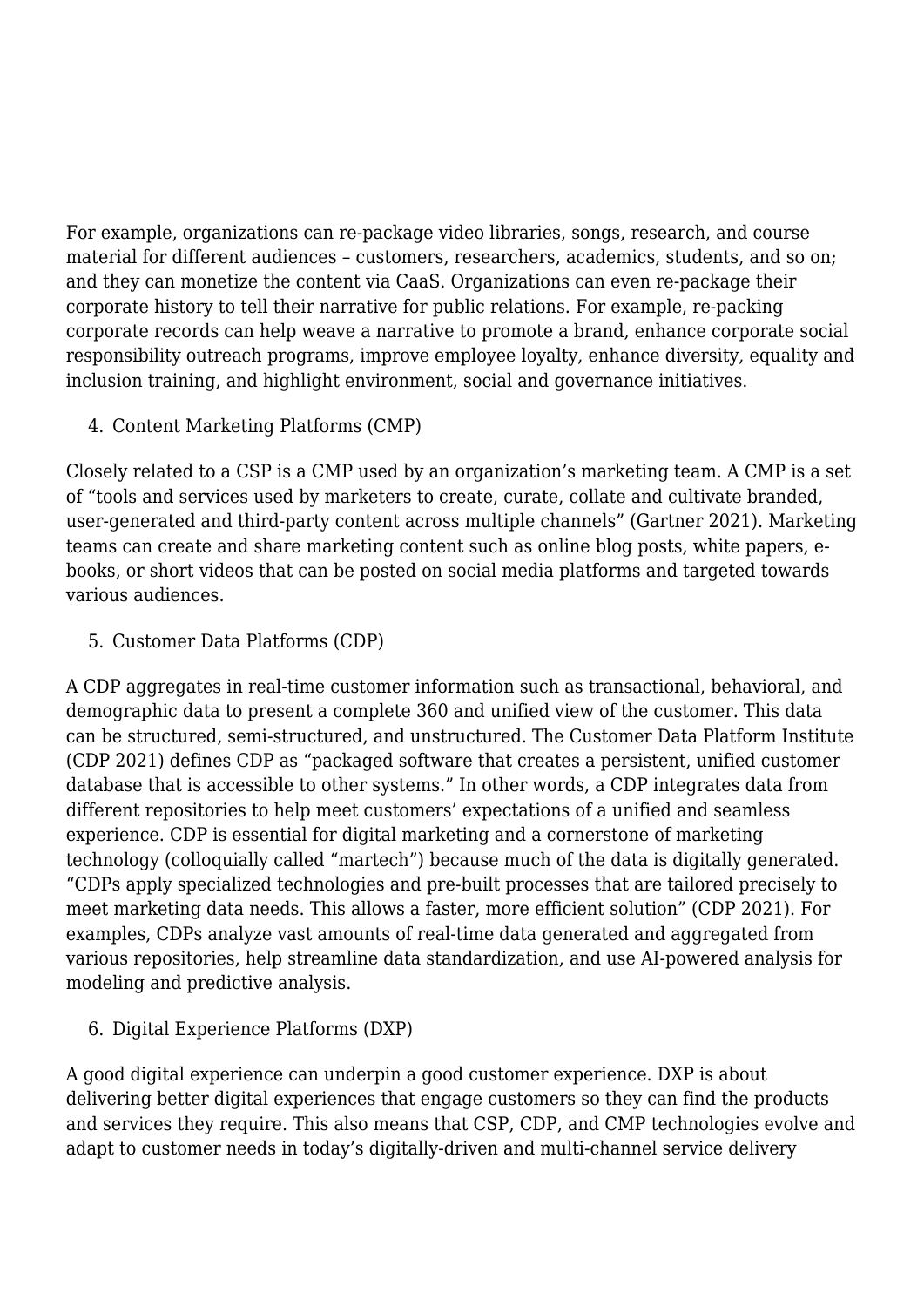For example, organizations can re-package video libraries, songs, research, and course material for different audiences – customers, researchers, academics, students, and so on; and they can monetize the content via CaaS. Organizations can even re-package their corporate history to tell their narrative for public relations. For example, re-packing corporate records can help weave a narrative to promote a brand, enhance corporate social responsibility outreach programs, improve employee loyalty, enhance diversity, equality and inclusion training, and highlight environment, social and governance initiatives.

4. Content Marketing Platforms (CMP)

Closely related to a CSP is a CMP used by an organization's marketing team. A CMP is a set of "tools and services used by marketers to create, curate, collate and cultivate branded, user-generated and third-party content across multiple channels" (Gartner 2021). Marketing teams can create and share marketing content such as online blog posts, white papers, e-books, or short videos that can be posted on social media platforms and targeted towards various audiences.

5. Customer Data Platforms (CDP)

A CDP aggregates in real-time customer information such as transactional, behavioral, and demographic data to present a complete 360 and unified view of the customer. This data can be structured, semi-structured, and unstructured. The Customer Data Platform Institute (CDP 2021) defines CDP as "packaged software that creates a persistent, unified customer database that is accessible to other systems." In other words, a CDP integrates data from different repositories to help meet customers' expectations of a unified and seamless experience. CDP is essential for digital marketing and a cornerstone of marketing technology (colloquially called "martech") because much of the data is digitally generated. "CDPs apply specialized technologies and pre-built processes that are tailored precisely to meet marketing data needs. This allows a faster, more efficient solution" (CDP 2021). For examples, CDPs analyze vast amounts of real-time data generated and aggregated from various repositories, help streamline data standardization, and use AI-powered analysis for modeling and predictive analysis.

6. Digital Experience Platforms (DXP)

A good digital experience can underpin a good customer experience. DXP is about delivering better digital experiences that engage customers so they can find the products and services they require. This also means that CSP, CDP, and CMP technologies evolve and adapt to customer needs in today's digitally-driven and multi-channel service delivery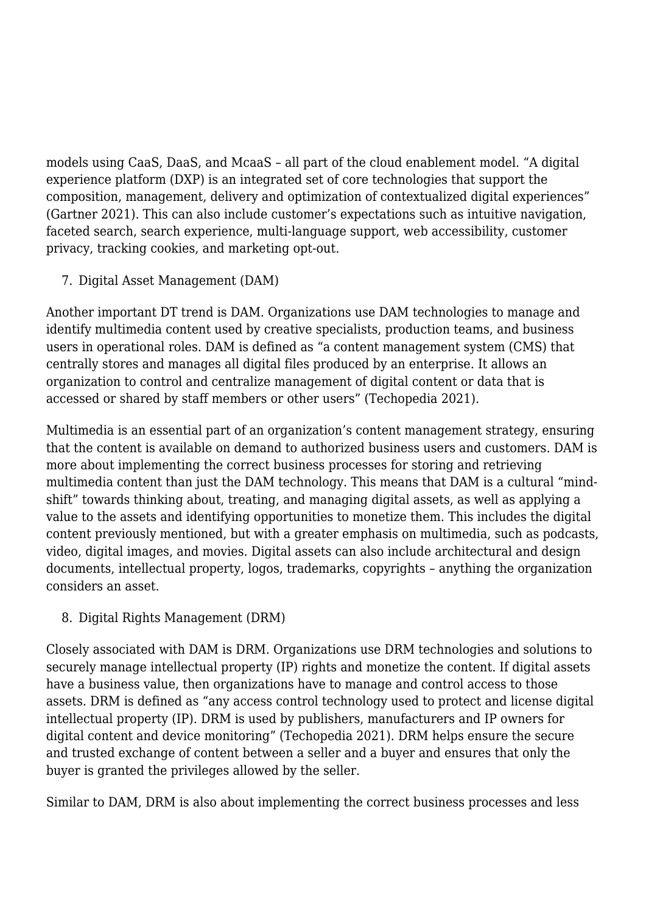models using CaaS, DaaS, and McaaS – all part of the cloud enablement model. "A digital experience platform (DXP) is an integrated set of core technologies that support the composition, management, delivery and optimization of contextualized digital experiences" (Gartner 2021). This can also include customer's expectations such as intuitive navigation, faceted search, search experience, multi-language support, web accessibility, customer privacy, tracking cookies, and marketing opt-out.

7. Digital Asset Management (DAM)

Another important DT trend is DAM. Organizations use DAM technologies to manage and identify multimedia content used by creative specialists, production teams, and business users in operational roles. DAM is defined as "a content management system (CMS) that centrally stores and manages all digital files produced by an enterprise. It allows an organization to control and centralize management of digital content or data that is accessed or shared by staff members or other users" (Techopedia 2021).

Multimedia is an essential part of an organization's content management strategy, ensuring that the content is available on demand to authorized business users and customers. DAM is more about implementing the correct business processes for storing and retrieving multimedia content than just the DAM technology. This means that DAM is a cultural "mind-shift" towards thinking about, treating, and managing digital assets, as well as applying a value to the assets and identifying opportunities to monetize them. This includes the digital content previously mentioned, but with a greater emphasis on multimedia, such as podcasts, video, digital images, and movies. Digital assets can also include architectural and design documents, intellectual property, logos, trademarks, copyrights – anything the organization considers an asset.

8. Digital Rights Management (DRM)

Closely associated with DAM is DRM. Organizations use DRM technologies and solutions to securely manage intellectual property (IP) rights and monetize the content. If digital assets have a business value, then organizations have to manage and control access to those assets. DRM is defined as "any access control technology used to protect and license digital intellectual property (IP). DRM is used by publishers, manufacturers and IP owners for digital content and device monitoring" (Techopedia 2021). DRM helps ensure the secure and trusted exchange of content between a seller and a buyer and ensures that only the buyer is granted the privileges allowed by the seller.

Similar to DAM, DRM is also about implementing the correct business processes and less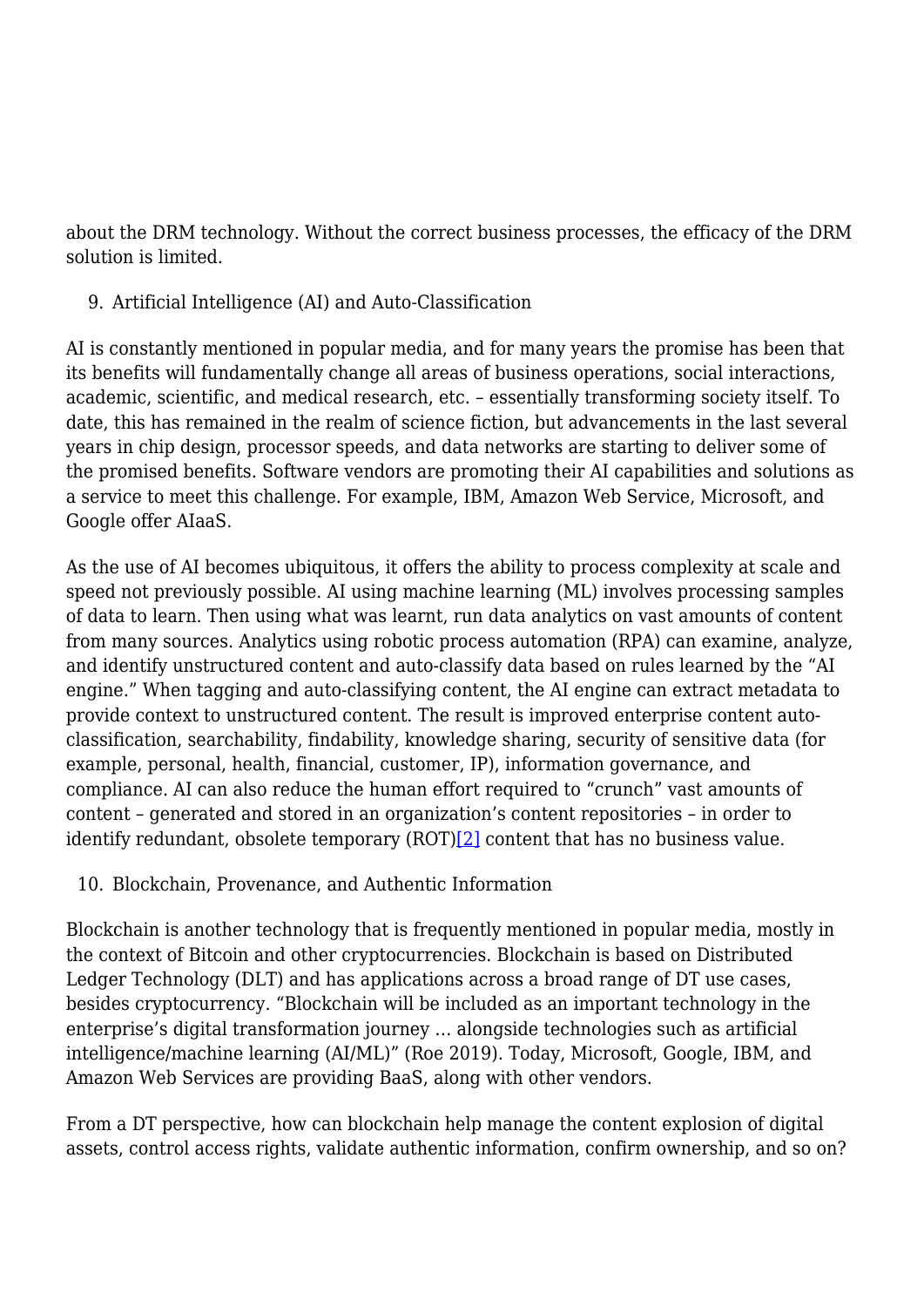about the DRM technology. Without the correct business processes, the efficacy of the DRM solution is limited.

9. Artificial Intelligence (AI) and Auto-Classification

AI is constantly mentioned in popular media, and for many years the promise has been that its benefits will fundamentally change all areas of business operations, social interactions, academic, scientific, and medical research, etc. – essentially transforming society itself. To date, this has remained in the realm of science fiction, but advancements in the last several years in chip design, processor speeds, and data networks are starting to deliver some of the promised benefits. Software vendors are promoting their AI capabilities and solutions as a service to meet this challenge. For example, IBM, Amazon Web Service, Microsoft, and Google offer AIaaS.

As the use of AI becomes ubiquitous, it offers the ability to process complexity at scale and speed not previously possible. AI using machine learning (ML) involves processing samples of data to learn. Then using what was learnt, run data analytics on vast amounts of content from many sources. Analytics using robotic process automation (RPA) can examine, analyze, and identify unstructured content and auto-classify data based on rules learned by the "AI engine." When tagging and auto-classifying content, the AI engine can extract metadata to provide context to unstructured content. The result is improved enterprise content auto-classification, searchability, findability, knowledge sharing, security of sensitive data (for example, personal, health, financial, customer, IP), information governance, and compliance. AI can also reduce the human effort required to "crunch" vast amounts of content – generated and stored in an organization's content repositories – in order to identify redundant, obsolete temporary (ROT)[2] content that has no business value.

10. Blockchain, Provenance, and Authentic Information

Blockchain is another technology that is frequently mentioned in popular media, mostly in the context of Bitcoin and other cryptocurrencies. Blockchain is based on Distributed Ledger Technology (DLT) and has applications across a broad range of DT use cases, besides cryptocurrency. "Blockchain will be included as an important technology in the enterprise's digital transformation journey … alongside technologies such as artificial intelligence/machine learning (AI/ML)" (Roe 2019). Today, Microsoft, Google, IBM, and Amazon Web Services are providing BaaS, along with other vendors.

From a DT perspective, how can blockchain help manage the content explosion of digital assets, control access rights, validate authentic information, confirm ownership, and so on?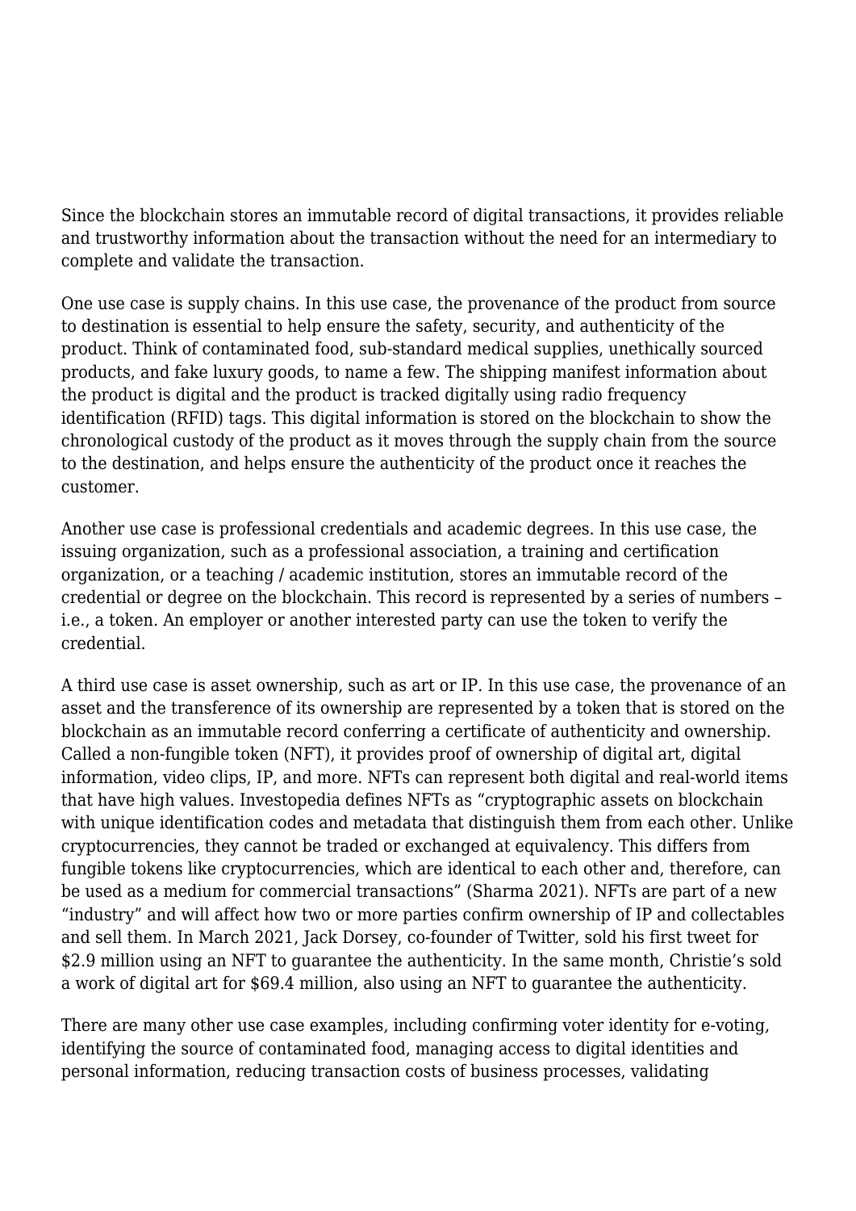Since the blockchain stores an immutable record of digital transactions, it provides reliable and trustworthy information about the transaction without the need for an intermediary to complete and validate the transaction.

One use case is supply chains. In this use case, the provenance of the product from source to destination is essential to help ensure the safety, security, and authenticity of the product. Think of contaminated food, sub-standard medical supplies, unethically sourced products, and fake luxury goods, to name a few. The shipping manifest information about the product is digital and the product is tracked digitally using radio frequency identification (RFID) tags. This digital information is stored on the blockchain to show the chronological custody of the product as it moves through the supply chain from the source to the destination, and helps ensure the authenticity of the product once it reaches the customer.

Another use case is professional credentials and academic degrees. In this use case, the issuing organization, such as a professional association, a training and certification organization, or a teaching / academic institution, stores an immutable record of the credential or degree on the blockchain. This record is represented by a series of numbers – i.e., a token. An employer or another interested party can use the token to verify the credential.

A third use case is asset ownership, such as art or IP. In this use case, the provenance of an asset and the transference of its ownership are represented by a token that is stored on the blockchain as an immutable record conferring a certificate of authenticity and ownership. Called a non-fungible token (NFT), it provides proof of ownership of digital art, digital information, video clips, IP, and more. NFTs can represent both digital and real-world items that have high values. Investopedia defines NFTs as "cryptographic assets on blockchain with unique identification codes and metadata that distinguish them from each other. Unlike cryptocurrencies, they cannot be traded or exchanged at equivalency. This differs from fungible tokens like cryptocurrencies, which are identical to each other and, therefore, can be used as a medium for commercial transactions" (Sharma 2021). NFTs are part of a new "industry" and will affect how two or more parties confirm ownership of IP and collectables and sell them. In March 2021, Jack Dorsey, co-founder of Twitter, sold his first tweet for $2.9 million using an NFT to guarantee the authenticity. In the same month, Christie's sold a work of digital art for $69.4 million, also using an NFT to guarantee the authenticity.

There are many other use case examples, including confirming voter identity for e-voting, identifying the source of contaminated food, managing access to digital identities and personal information, reducing transaction costs of business processes, validating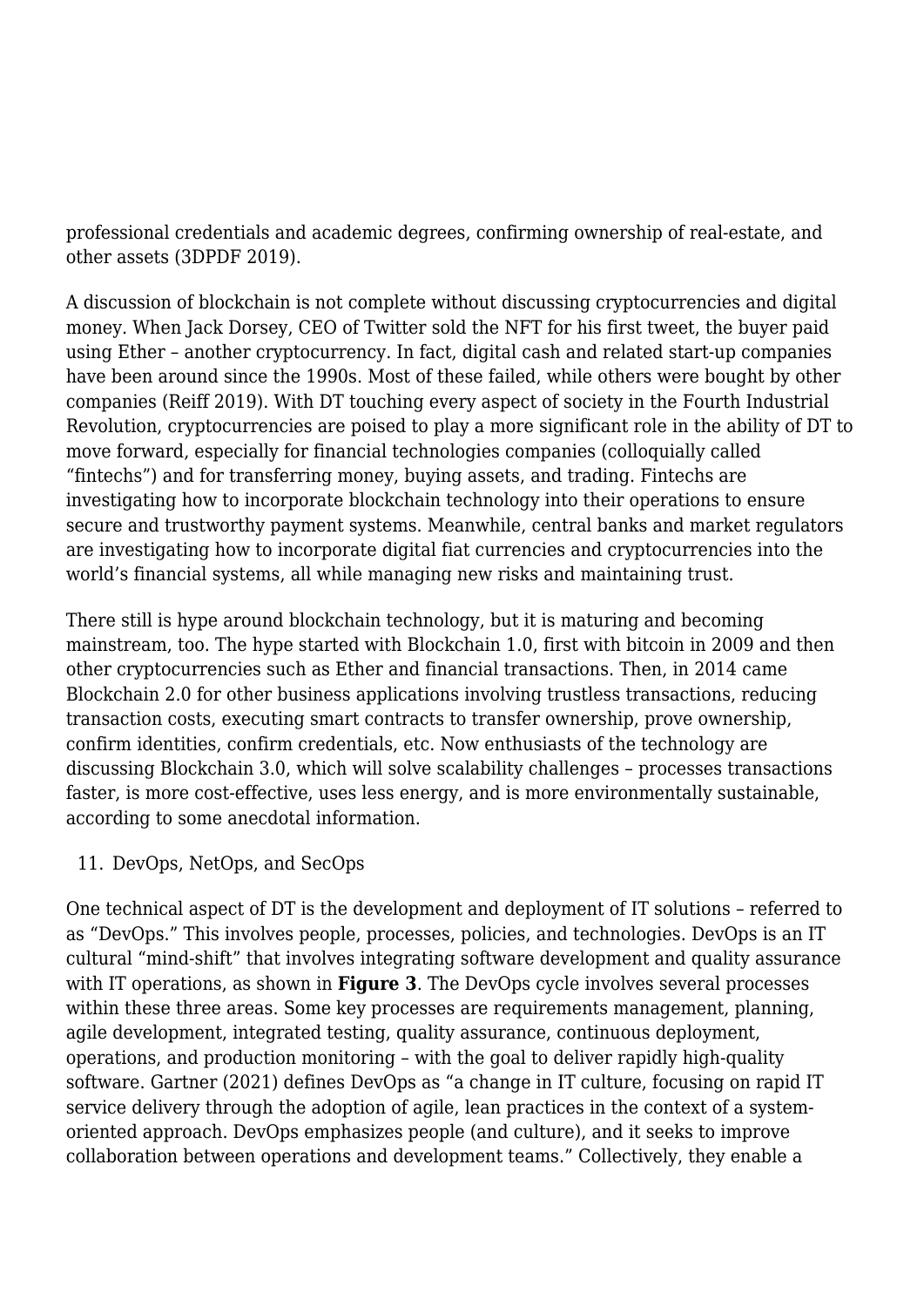professional credentials and academic degrees, confirming ownership of real-estate, and other assets (3DPDF 2019).

A discussion of blockchain is not complete without discussing cryptocurrencies and digital money. When Jack Dorsey, CEO of Twitter sold the NFT for his first tweet, the buyer paid using Ether – another cryptocurrency. In fact, digital cash and related start-up companies have been around since the 1990s. Most of these failed, while others were bought by other companies (Reiff 2019). With DT touching every aspect of society in the Fourth Industrial Revolution, cryptocurrencies are poised to play a more significant role in the ability of DT to move forward, especially for financial technologies companies (colloquially called "fintechs") and for transferring money, buying assets, and trading. Fintechs are investigating how to incorporate blockchain technology into their operations to ensure secure and trustworthy payment systems. Meanwhile, central banks and market regulators are investigating how to incorporate digital fiat currencies and cryptocurrencies into the world's financial systems, all while managing new risks and maintaining trust.

There still is hype around blockchain technology, but it is maturing and becoming mainstream, too. The hype started with Blockchain 1.0, first with bitcoin in 2009 and then other cryptocurrencies such as Ether and financial transactions. Then, in 2014 came Blockchain 2.0 for other business applications involving trustless transactions, reducing transaction costs, executing smart contracts to transfer ownership, prove ownership, confirm identities, confirm credentials, etc. Now enthusiasts of the technology are discussing Blockchain 3.0, which will solve scalability challenges – processes transactions faster, is more cost-effective, uses less energy, and is more environmentally sustainable, according to some anecdotal information.

11. DevOps, NetOps, and SecOps

One technical aspect of DT is the development and deployment of IT solutions – referred to as "DevOps." This involves people, processes, policies, and technologies. DevOps is an IT cultural "mind-shift" that involves integrating software development and quality assurance with IT operations, as shown in **Figure 3**. The DevOps cycle involves several processes within these three areas. Some key processes are requirements management, planning, agile development, integrated testing, quality assurance, continuous deployment, operations, and production monitoring – with the goal to deliver rapidly high-quality software. Gartner (2021) defines DevOps as "a change in IT culture, focusing on rapid IT service delivery through the adoption of agile, lean practices in the context of a system-oriented approach. DevOps emphasizes people (and culture), and it seeks to improve collaboration between operations and development teams." Collectively, they enable a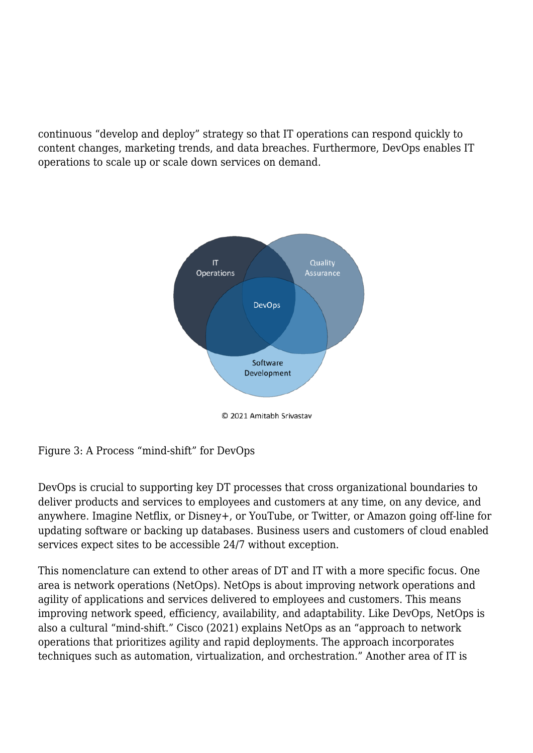continuous "develop and deploy" strategy so that IT operations can respond quickly to content changes, marketing trends, and data breaches. Furthermore, DevOps enables IT operations to scale up or scale down services on demand.

Figure 3: A Process "mind-shift" for DevOps

DevOps is crucial to supporting key DT processes that cross organizational boundaries to deliver products and services to employees and customers at any time, on any device, and anywhere. Imagine Netflix, or Disney+, or YouTube, or Twitter, or Amazon going off-line for updating software or backing up databases. Business users and customers of cloud enabled services expect sites to be accessible 24/7 without exception.

This nomenclature can extend to other areas of DT and IT with a more specific focus. One area is network operations (NetOps). NetOps is about improving network operations and agility of applications and services delivered to employees and customers. This means improving network speed, efficiency, availability, and adaptability. Like DevOps, NetOps is also a cultural "mind-shift." Cisco (2021) explains NetOps as an "approach to network operations that prioritizes agility and rapid deployments. The approach incorporates techniques such as automation, virtualization, and orchestration." Another area of IT is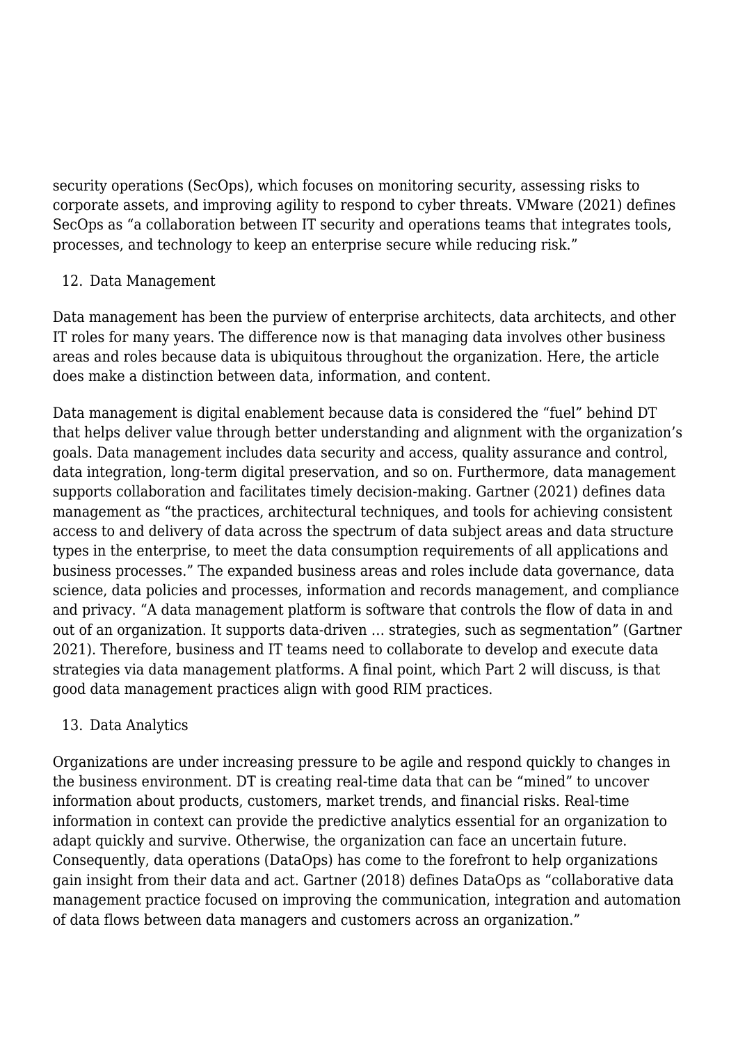security operations (SecOps), which focuses on monitoring security, assessing risks to corporate assets, and improving agility to respond to cyber threats. VMware (2021) defines SecOps as "a collaboration between IT security and operations teams that integrates tools, processes, and technology to keep an enterprise secure while reducing risk."

12. Data Management

Data management has been the purview of enterprise architects, data architects, and other IT roles for many years. The difference now is that managing data involves other business areas and roles because data is ubiquitous throughout the organization. Here, the article does make a distinction between data, information, and content.

Data management is digital enablement because data is considered the "fuel" behind DT that helps deliver value through better understanding and alignment with the organization's goals. Data management includes data security and access, quality assurance and control, data integration, long-term digital preservation, and so on. Furthermore, data management supports collaboration and facilitates timely decision-making. Gartner (2021) defines data management as "the practices, architectural techniques, and tools for achieving consistent access to and delivery of data across the spectrum of data subject areas and data structure types in the enterprise, to meet the data consumption requirements of all applications and business processes." The expanded business areas and roles include data governance, data science, data policies and processes, information and records management, and compliance and privacy. "A data management platform is software that controls the flow of data in and out of an organization. It supports data-driven … strategies, such as segmentation" (Gartner 2021). Therefore, business and IT teams need to collaborate to develop and execute data strategies via data management platforms. A final point, which Part 2 will discuss, is that good data management practices align with good RIM practices.

13. Data Analytics

Organizations are under increasing pressure to be agile and respond quickly to changes in the business environment. DT is creating real-time data that can be "mined" to uncover information about products, customers, market trends, and financial risks. Real-time information in context can provide the predictive analytics essential for an organization to adapt quickly and survive. Otherwise, the organization can face an uncertain future. Consequently, data operations (DataOps) has come to the forefront to help organizations gain insight from their data and act. Gartner (2018) defines DataOps as "collaborative data management practice focused on improving the communication, integration and automation of data flows between data managers and customers across an organization."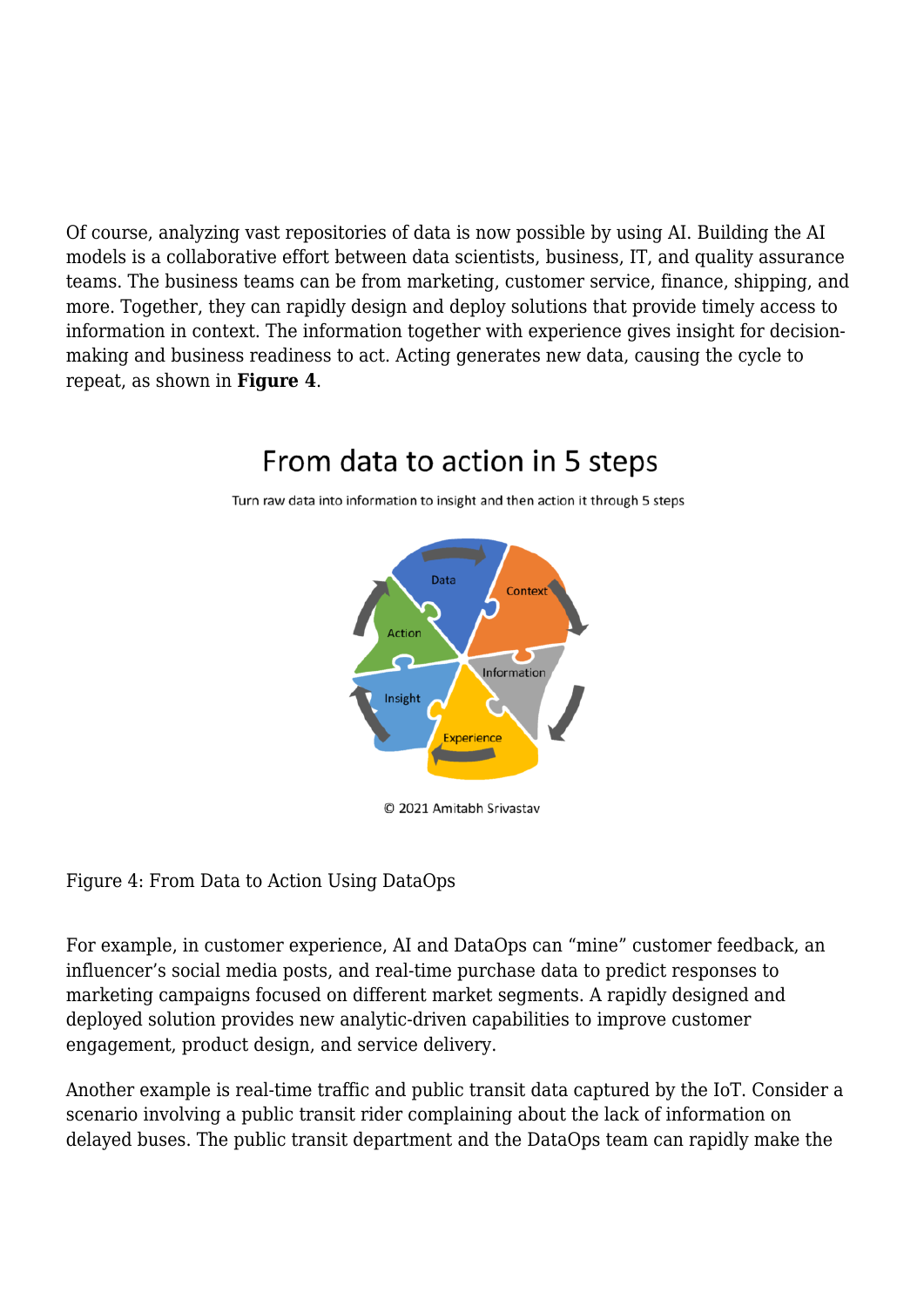Of course, analyzing vast repositories of data is now possible by using AI. Building the AI models is a collaborative effort between data scientists, business, IT, and quality assurance teams. The business teams can be from marketing, customer service, finance, shipping, and more. Together, they can rapidly design and deploy solutions that provide timely access to information in context. The information together with experience gives insight for decision-making and business readiness to act. Acting generates new data, causing the cycle to repeat, as shown in **Figure 4**.

Figure 4: From Data to Action Using DataOps

For example, in customer experience, AI and DataOps can "mine" customer feedback, an influencer's social media posts, and real-time purchase data to predict responses to marketing campaigns focused on different market segments. A rapidly designed and deployed solution provides new analytic-driven capabilities to improve customer engagement, product design, and service delivery.

Another example is real-time traffic and public transit data captured by the IoT. Consider a scenario involving a public transit rider complaining about the lack of information on delayed buses. The public transit department and the DataOps team can rapidly make the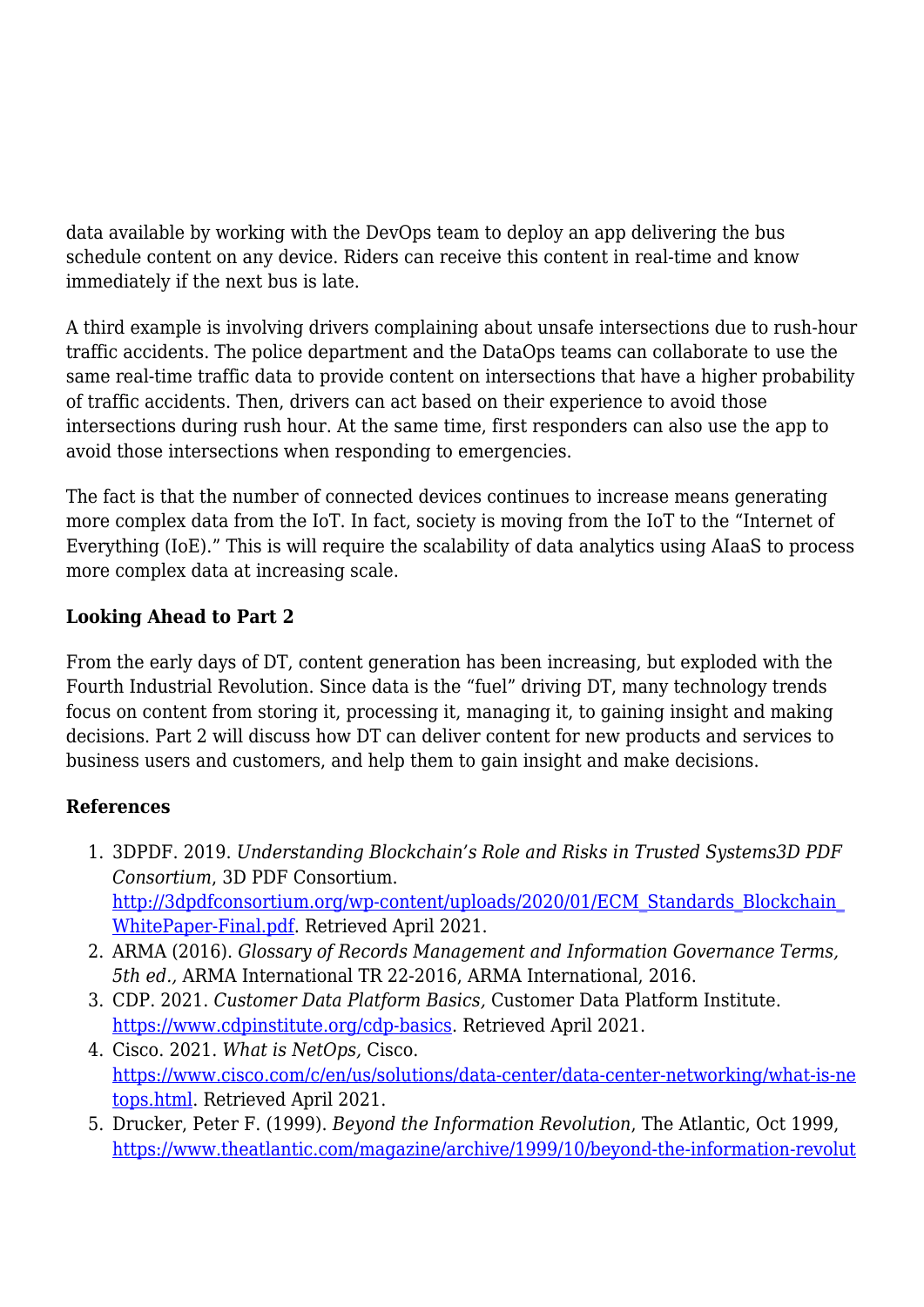data available by working with the DevOps team to deploy an app delivering the bus schedule content on any device. Riders can receive this content in real-time and know immediately if the next bus is late.

A third example is involving drivers complaining about unsafe intersections due to rush-hour traffic accidents. The police department and the DataOps teams can collaborate to use the same real-time traffic data to provide content on intersections that have a higher probability of traffic accidents. Then, drivers can act based on their experience to avoid those intersections during rush hour. At the same time, first responders can also use the app to avoid those intersections when responding to emergencies.

The fact is that the number of connected devices continues to increase means generating more complex data from the IoT. In fact, society is moving from the IoT to the "Internet of Everything (IoE)." This is will require the scalability of data analytics using AIaaS to process more complex data at increasing scale.

**Looking Ahead to Part 2**

From the early days of DT, content generation has been increasing, but exploded with the Fourth Industrial Revolution. Since data is the "fuel" driving DT, many technology trends focus on content from storing it, processing it, managing it, to gaining insight and making decisions. Part 2 will discuss how DT can deliver content for new products and services to business users and customers, and help them to gain insight and make decisions.

**References**

1. 3DPDF. 2019. *Understanding Blockchain's Role and Risks in Trusted Systems3D PDF Consortium*, 3D PDF Consortium. [http://3dpdfconsortium.org/wp-content/uploads/2020/01/ECM_Standards_Blockchain_WhitePaper-Final.pdf](http://3dpdfconsortium.org/wp-content/uploads/2020/01/ECM_Standards_Blockchain_WhitePaper-Final.pdf). Retrieved April 2021.
2. ARMA (2016). *Glossary of Records Management and Information Governance Terms, 5th ed.,* ARMA International TR 22-2016, ARMA International, 2016.
3. CDP. 2021. *Customer Data Platform Basics,* Customer Data Platform Institute. [https://www.cdpinstitute.org/cdp-basics](https://www.cdpinstitute.org/cdp-basics). Retrieved April 2021.
4. Cisco. 2021. *What is NetOps,* Cisco. [https://www.cisco.com/c/en/us/solutions/data-center/data-center-networking/what-is-netops.html](https://www.cisco.com/c/en/us/solutions/data-center/data-center-networking/what-is-netops.html). Retrieved April 2021.
5. Drucker, Peter F. (1999). *Beyond the Information Revolution*, The Atlantic, Oct 1999, https://www.theatlantic.com/magazine/archive/1999/10/beyond-the-information-revolut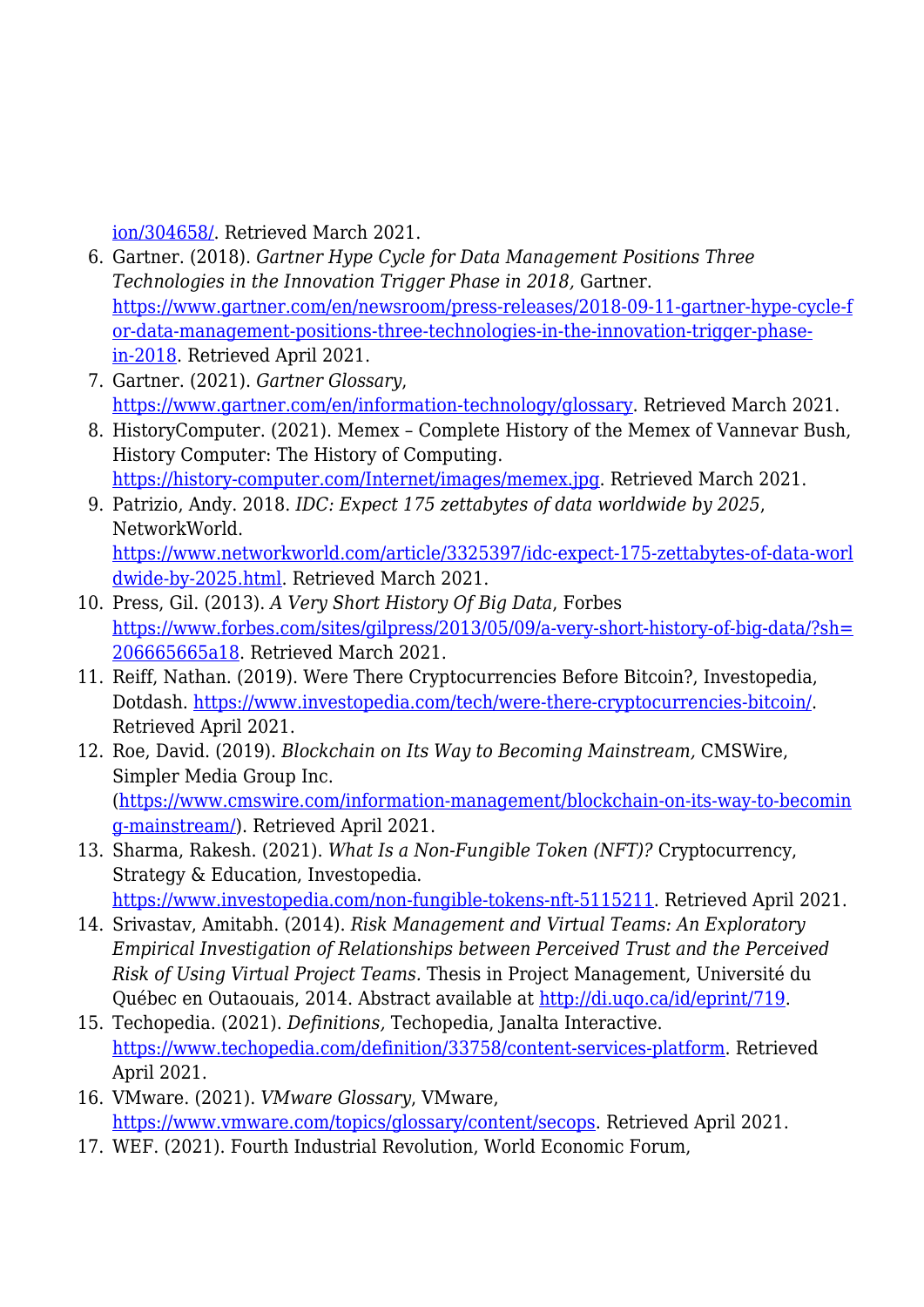ion/304658/. Retrieved March 2021.

6. Gartner. (2018). *Gartner Hype Cycle for Data Management Positions Three Technologies in the Innovation Trigger Phase in 2018,* Gartner. https://www.gartner.com/en/newsroom/press-releases/2018-09-11-gartner-hype-cycle-for-data-management-positions-three-technologies-in-the-innovation-trigger-phase-in-2018. Retrieved April 2021.
7. Gartner. (2021). *Gartner Glossary*, https://www.gartner.com/en/information-technology/glossary. Retrieved March 2021.
8. HistoryComputer. (2021). Memex – Complete History of the Memex of Vannevar Bush, History Computer: The History of Computing. https://history-computer.com/Internet/images/memex.jpg. Retrieved March 2021.
9. Patrizio, Andy. 2018. *IDC: Expect 175 zettabytes of data worldwide by 2025*, NetworkWorld. https://www.networkworld.com/article/3325397/idc-expect-175-zettabytes-of-data-worldwide-by-2025.html. Retrieved March 2021.
10. Press, Gil. (2013). *A Very Short History Of Big Data*, Forbes https://www.forbes.com/sites/gilpress/2013/05/09/a-very-short-history-of-big-data/?sh=206665665a18. Retrieved March 2021.
11. Reiff, Nathan. (2019). Were There Cryptocurrencies Before Bitcoin?, Investopedia, Dotdash. https://www.investopedia.com/tech/were-there-cryptocurrencies-bitcoin/. Retrieved April 2021.
12. Roe, David. (2019). *Blockchain on Its Way to Becoming Mainstream,* CMSWire, Simpler Media Group Inc. (https://www.cmswire.com/information-management/blockchain-on-its-way-to-becoming-mainstream/). Retrieved April 2021.
13. Sharma, Rakesh. (2021). *What Is a Non-Fungible Token (NFT)?* Cryptocurrency, Strategy & Education, Investopedia. https://www.investopedia.com/non-fungible-tokens-nft-5115211. Retrieved April 2021.
14. Srivastav, Amitabh. (2014). *Risk Management and Virtual Teams: An Exploratory Empirical Investigation of Relationships between Perceived Trust and the Perceived Risk of Using Virtual Project Teams.* Thesis in Project Management, Université du Québec en Outaouais, 2014. Abstract available at http://di.uqo.ca/id/eprint/719.
15. Techopedia. (2021). *Definitions,* Techopedia, Janalta Interactive. https://www.techopedia.com/definition/33758/content-services-platform. Retrieved April 2021.
16. VMware. (2021). *VMware Glossary*, VMware, https://www.vmware.com/topics/glossary/content/secops. Retrieved April 2021.
17. WEF. (2021). Fourth Industrial Revolution, World Economic Forum,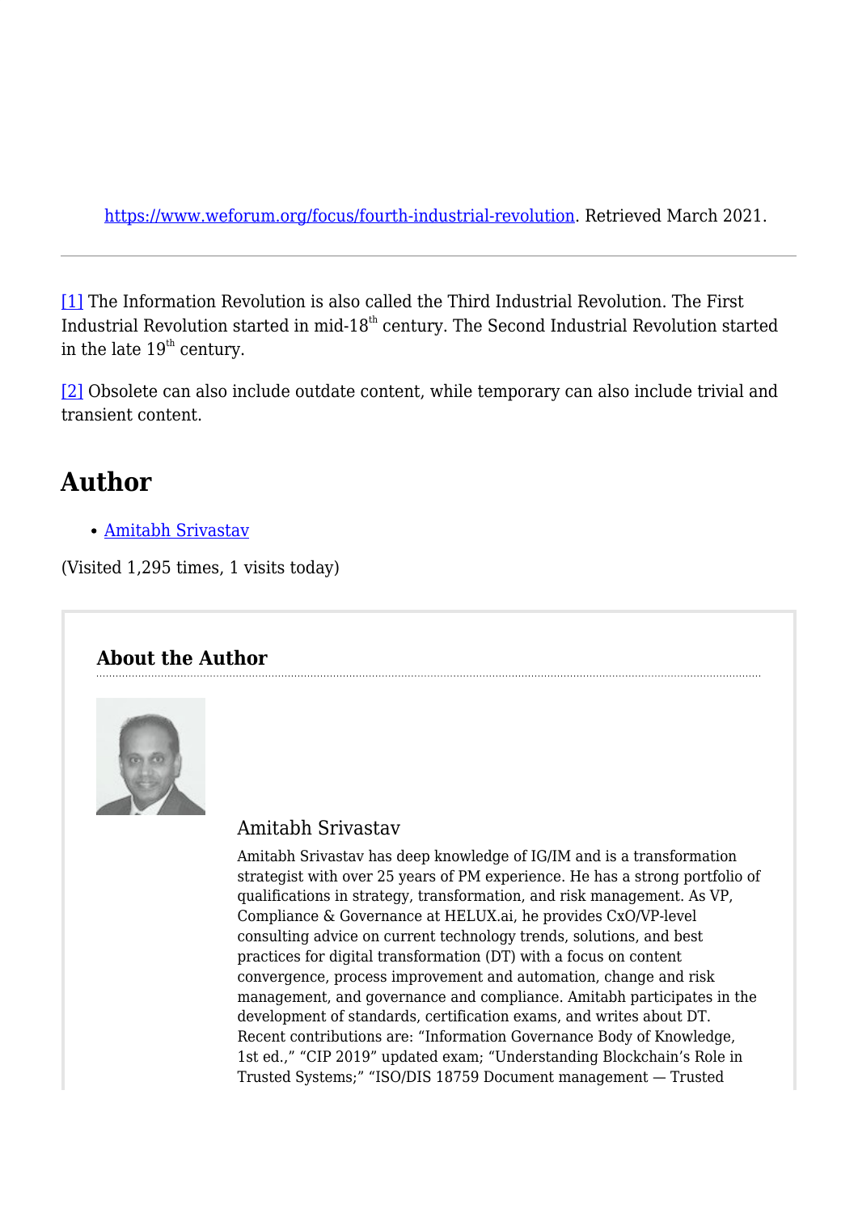https://www.weforum.org/focus/fourth-industrial-revolution. Retrieved March 2021.

---

[1] The Information Revolution is also called the Third Industrial Revolution. The First Industrial Revolution started in mid-18th century. The Second Industrial Revolution started in the late 19th century.

[2] Obsolete can also include outdate content, while temporary can also include trivial and transient content.

## Author

- Amitabh Srivastav

(Visited 1,295 times, 1 visits today)

### About the Author

Amitabh Srivastav

Amitabh Srivastav has deep knowledge of IG/IM and is a transformation strategist with over 25 years of PM experience. He has a strong portfolio of qualifications in strategy, transformation, and risk management. As VP, Compliance & Governance at HELUX.ai, he provides CxO/VP-level consulting advice on current technology trends, solutions, and best practices for digital transformation (DT) with a focus on content convergence, process improvement and automation, change and risk management, and governance and compliance. Amitabh participates in the development of standards, certification exams, and writes about DT. Recent contributions are: "Information Governance Body of Knowledge, 1st ed.," "CIP 2019" updated exam; "Understanding Blockchain's Role in Trusted Systems;" "ISO/DIS 18759 Document management — Trusted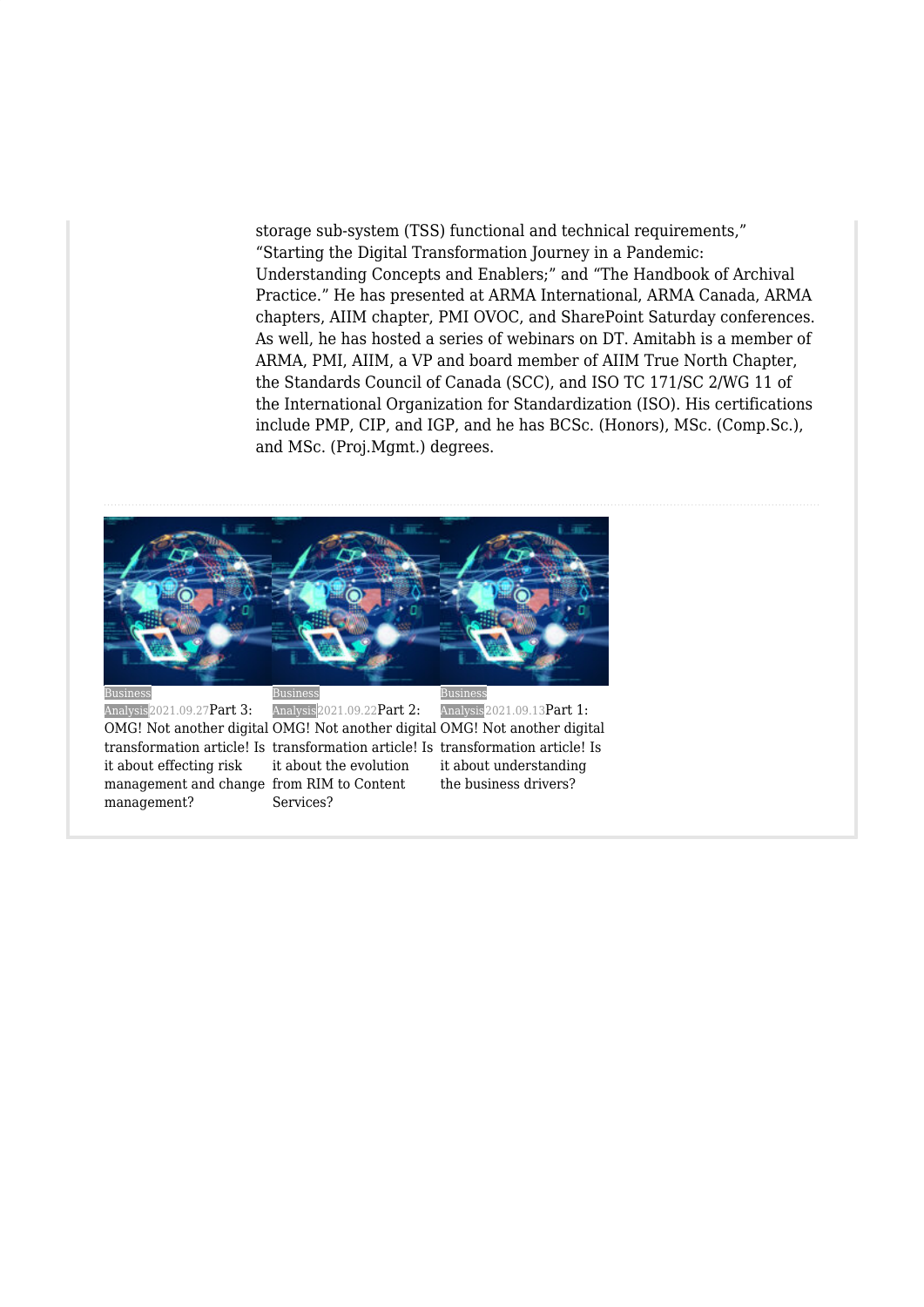storage sub-system (TSS) functional and technical requirements," "Starting the Digital Transformation Journey in a Pandemic: Understanding Concepts and Enablers;" and "The Handbook of Archival Practice." He has presented at ARMA International, ARMA Canada, ARMA chapters, AIIM chapter, PMI OVOC, and SharePoint Saturday conferences. As well, he has hosted a series of webinars on DT. Amitabh is a member of ARMA, PMI, AIIM, a VP and board member of AIIM True North Chapter, the Standards Council of Canada (SCC), and ISO TC 171/SC 2/WG 11 of the International Organization for Standardization (ISO). His certifications include PMP, CIP, and IGP, and he has BCSc. (Honors), MSc. (Comp.Sc.), and MSc. (Proj.Mgmt.) degrees.

---

Business Analysis 2021.09.27 Part 3: OMG! Not another digital transformation article! Is it about effecting risk management and change management?

Business Analysis 2021.09.22 Part 2: OMG! Not another digital transformation article! Is it about the evolution from RIM to Content Services?

Business Analysis 2021.09.13 Part 1: OMG! Not another digital transformation article! Is it about understanding the business drivers?